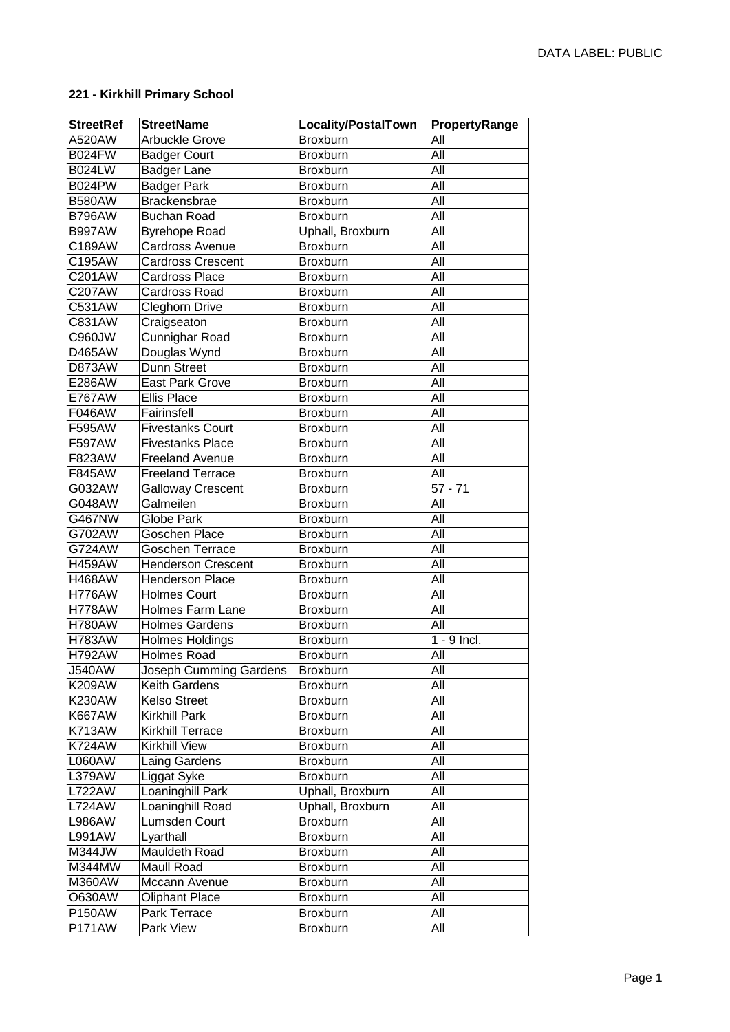DATA LABEL: PUBLIC

**221 - Kirkhill Primary School**

| StreetRef | StreetName | Locality/PostalTown | PropertyRange |
|---|---|---|---|
| A520AW | Arbuckle Grove | Broxburn | All |
| B024FW | Badger Court | Broxburn | All |
| B024LW | Badger Lane | Broxburn | All |
| B024PW | Badger Park | Broxburn | All |
| B580AW | Brackensbrae | Broxburn | All |
| B796AW | Buchan Road | Broxburn | All |
| B997AW | Byrehope Road | Uphall, Broxburn | All |
| C189AW | Cardross Avenue | Broxburn | All |
| C195AW | Cardross Crescent | Broxburn | All |
| C201AW | Cardross Place | Broxburn | All |
| C207AW | Cardross Road | Broxburn | All |
| C531AW | Cleghorn Drive | Broxburn | All |
| C831AW | Craigseaton | Broxburn | All |
| C960JW | Cunnighar Road | Broxburn | All |
| D465AW | Douglas Wynd | Broxburn | All |
| D873AW | Dunn Street | Broxburn | All |
| E286AW | East Park Grove | Broxburn | All |
| E767AW | Ellis Place | Broxburn | All |
| F046AW | Fairinsfell | Broxburn | All |
| F595AW | Fivestanks Court | Broxburn | All |
| F597AW | Fivestanks Place | Broxburn | All |
| F823AW | Freeland Avenue | Broxburn | All |
| F845AW | Freeland Terrace | Broxburn | All |
| G032AW | Galloway Crescent | Broxburn | 57 - 71 |
| G048AW | Galmeilen | Broxburn | All |
| G467NW | Globe Park | Broxburn | All |
| G702AW | Goschen Place | Broxburn | All |
| G724AW | Goschen Terrace | Broxburn | All |
| H459AW | Henderson Crescent | Broxburn | All |
| H468AW | Henderson Place | Broxburn | All |
| H776AW | Holmes Court | Broxburn | All |
| H778AW | Holmes Farm Lane | Broxburn | All |
| H780AW | Holmes Gardens | Broxburn | All |
| H783AW | Holmes Holdings | Broxburn | 1 - 9 Incl. |
| H792AW | Holmes Road | Broxburn | All |
| J540AW | Joseph Cumming Gardens | Broxburn | All |
| K209AW | Keith Gardens | Broxburn | All |
| K230AW | Kelso Street | Broxburn | All |
| K667AW | Kirkhill Park | Broxburn | All |
| K713AW | Kirkhill Terrace | Broxburn | All |
| K724AW | Kirkhill View | Broxburn | All |
| L060AW | Laing Gardens | Broxburn | All |
| L379AW | Liggat Syke | Broxburn | All |
| L722AW | Loaninghill Park | Uphall, Broxburn | All |
| L724AW | Loaninghill Road | Uphall, Broxburn | All |
| L986AW | Lumsden Court | Broxburn | All |
| L991AW | Lyarthall | Broxburn | All |
| M344JW | Mauldeth Road | Broxburn | All |
| M344MW | Maull Road | Broxburn | All |
| M360AW | Mccann Avenue | Broxburn | All |
| O630AW | Oliphant Place | Broxburn | All |
| P150AW | Park Terrace | Broxburn | All |
| P171AW | Park View | Broxburn | All |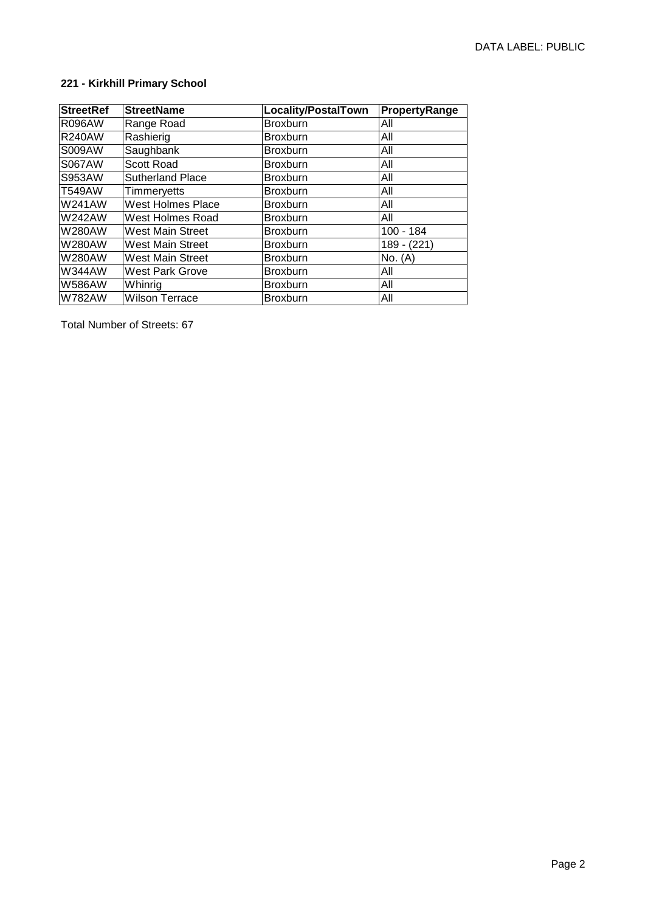**221 - Kirkhill Primary School**

| StreetRef | StreetName | Locality/PostalTown | PropertyRange |
|---|---|---|---|
| R096AW | Range Road | Broxburn | All |
| R240AW | Rashierig | Broxburn | All |
| S009AW | Saughbank | Broxburn | All |
| S067AW | Scott Road | Broxburn | All |
| S953AW | Sutherland Place | Broxburn | All |
| T549AW | Timmeryetts | Broxburn | All |
| W241AW | West Holmes Place | Broxburn | All |
| W242AW | West Holmes Road | Broxburn | All |
| W280AW | West Main Street | Broxburn | 100 - 184 |
| W280AW | West Main Street | Broxburn | 189 - (221) |
| W280AW | West Main Street | Broxburn | No. (A) |
| W344AW | West Park Grove | Broxburn | All |
| W586AW | Whinrig | Broxburn | All |
| W782AW | Wilson Terrace | Broxburn | All |

Total Number of Streets: 67